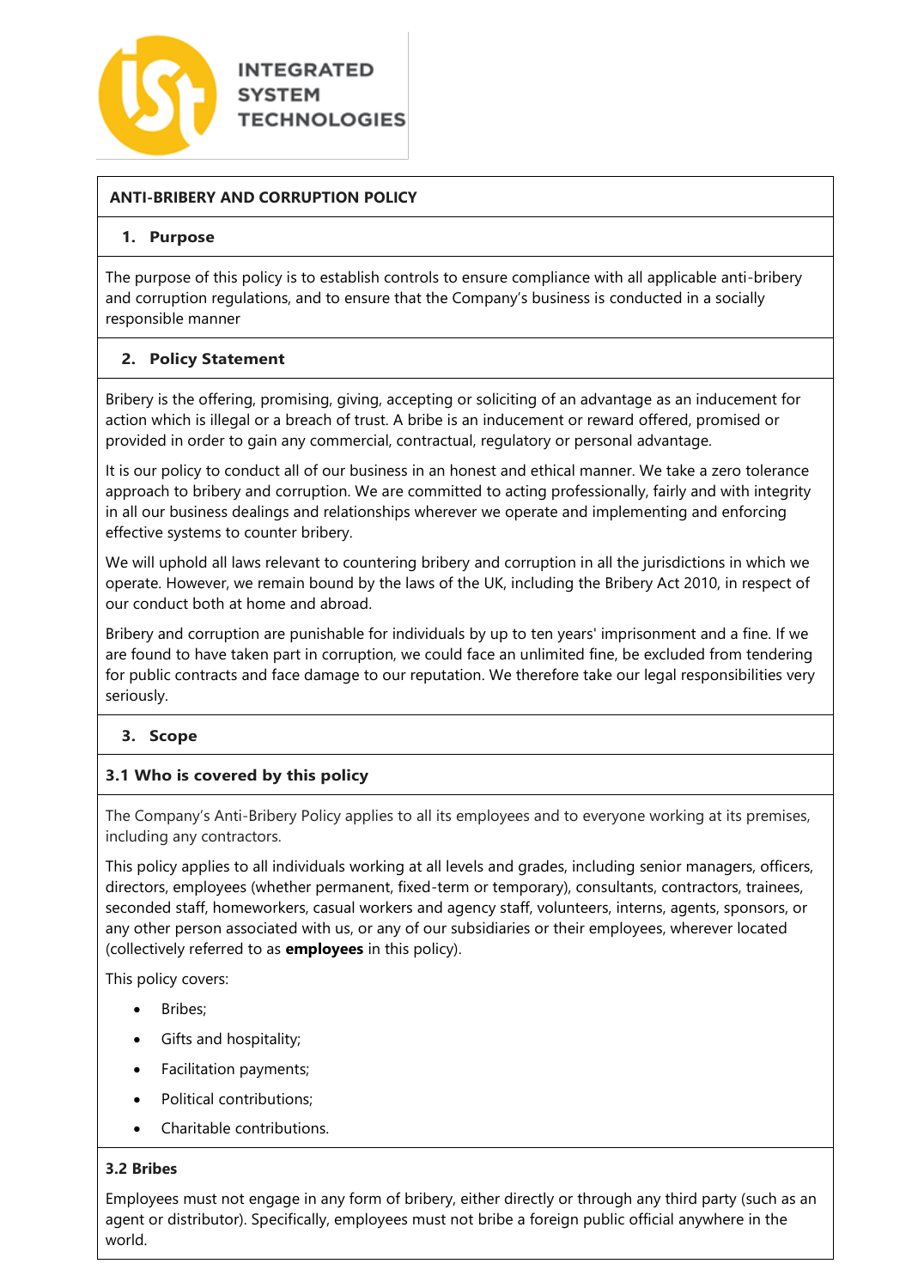INTEGRATED SYSTEM TECHNOLOGIES

# ANTI-BRIBERY AND CORRUPTION POLICY

## 1. Purpose

The purpose of this policy is to establish controls to ensure compliance with all applicable anti-bribery and corruption regulations, and to ensure that the Company's business is conducted in a socially responsible manner

## 2. Policy Statement

Bribery is the offering, promising, giving, accepting or soliciting of an advantage as an inducement for action which is illegal or a breach of trust. A bribe is an inducement or reward offered, promised or provided in order to gain any commercial, contractual, regulatory or personal advantage.

It is our policy to conduct all of our business in an honest and ethical manner. We take a zero tolerance approach to bribery and corruption. We are committed to acting professionally, fairly and with integrity in all our business dealings and relationships wherever we operate and implementing and enforcing effective systems to counter bribery.

We will uphold all laws relevant to countering bribery and corruption in all the jurisdictions in which we operate. However, we remain bound by the laws of the UK, including the Bribery Act 2010, in respect of our conduct both at home and abroad.

Bribery and corruption are punishable for individuals by up to ten years' imprisonment and a fine. If we are found to have taken part in corruption, we could face an unlimited fine, be excluded from tendering for public contracts and face damage to our reputation. We therefore take our legal responsibilities very seriously.

## 3. Scope

### 3.1 Who is covered by this policy

The Company's Anti-Bribery Policy applies to all its employees and to everyone working at its premises, including any contractors.

This policy applies to all individuals working at all levels and grades, including senior managers, officers, directors, employees (whether permanent, fixed-term or temporary), consultants, contractors, trainees, seconded staff, homeworkers, casual workers and agency staff, volunteers, interns, agents, sponsors, or any other person associated with us, or any of our subsidiaries or their employees, wherever located (collectively referred to as **employees** in this policy).

This policy covers:

- Bribes;
- Gifts and hospitality;
- Facilitation payments;
- Political contributions;
- Charitable contributions.

### 3.2 Bribes

Employees must not engage in any form of bribery, either directly or through any third party (such as an agent or distributor). Specifically, employees must not bribe a foreign public official anywhere in the world.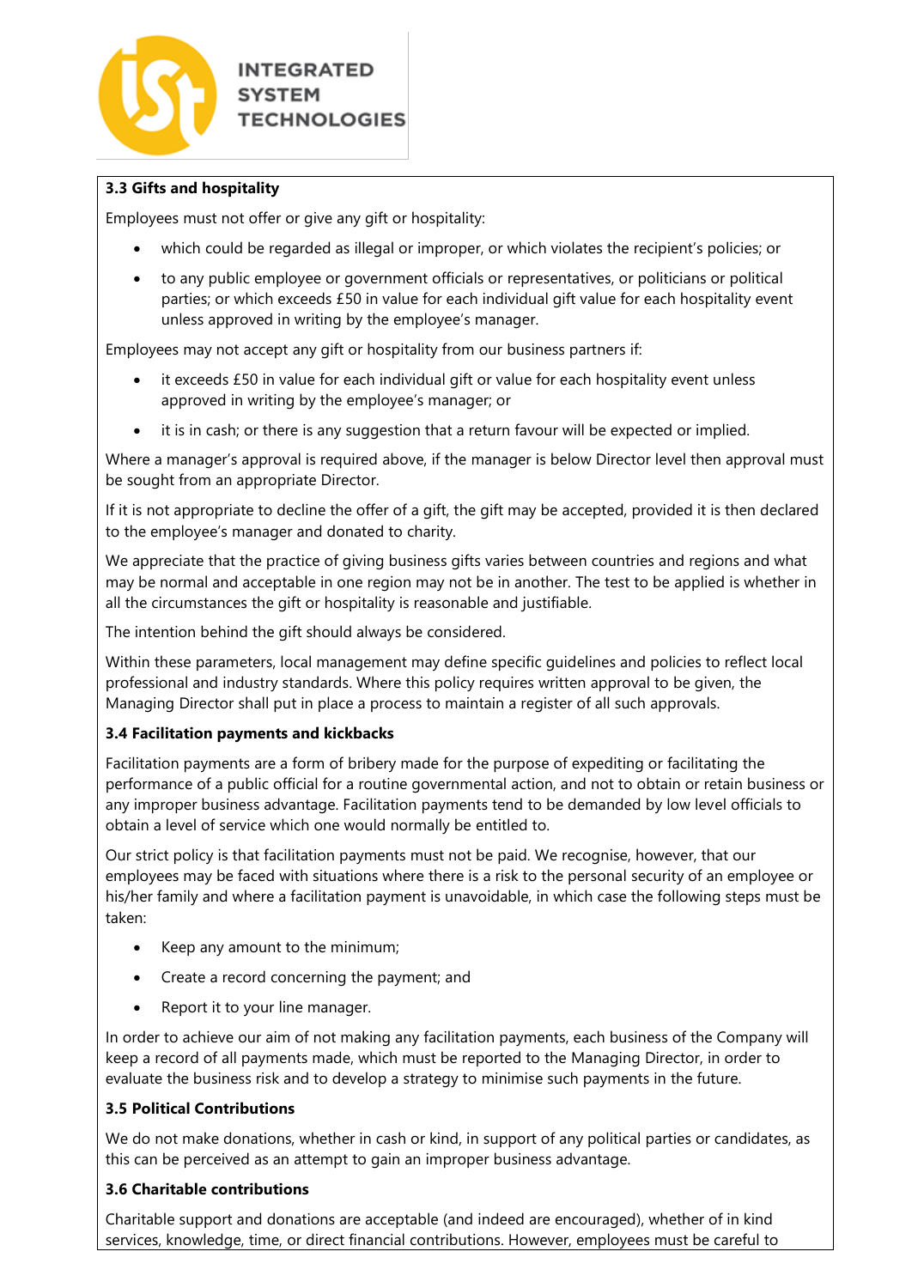### 3.3 Gifts and hospitality

Employees must not offer or give any gift or hospitality:

- which could be regarded as illegal or improper, or which violates the recipient's policies; or
- to any public employee or government officials or representatives, or politicians or political parties; or which exceeds £50 in value for each individual gift value for each hospitality event unless approved in writing by the employee's manager.

Employees may not accept any gift or hospitality from our business partners if:

- it exceeds £50 in value for each individual gift or value for each hospitality event unless approved in writing by the employee's manager; or
- it is in cash; or there is any suggestion that a return favour will be expected or implied.

Where a manager's approval is required above, if the manager is below Director level then approval must be sought from an appropriate Director.

If it is not appropriate to decline the offer of a gift, the gift may be accepted, provided it is then declared to the employee's manager and donated to charity.

We appreciate that the practice of giving business gifts varies between countries and regions and what may be normal and acceptable in one region may not be in another. The test to be applied is whether in all the circumstances the gift or hospitality is reasonable and justifiable.

The intention behind the gift should always be considered.

Within these parameters, local management may define specific guidelines and policies to reflect local professional and industry standards. Where this policy requires written approval to be given, the Managing Director shall put in place a process to maintain a register of all such approvals.

### 3.4 Facilitation payments and kickbacks

Facilitation payments are a form of bribery made for the purpose of expediting or facilitating the performance of a public official for a routine governmental action, and not to obtain or retain business or any improper business advantage. Facilitation payments tend to be demanded by low level officials to obtain a level of service which one would normally be entitled to.

Our strict policy is that facilitation payments must not be paid. We recognise, however, that our employees may be faced with situations where there is a risk to the personal security of an employee or his/her family and where a facilitation payment is unavoidable, in which case the following steps must be taken:

- Keep any amount to the minimum;
- Create a record concerning the payment; and
- Report it to your line manager.

In order to achieve our aim of not making any facilitation payments, each business of the Company will keep a record of all payments made, which must be reported to the Managing Director, in order to evaluate the business risk and to develop a strategy to minimise such payments in the future.

### 3.5 Political Contributions

We do not make donations, whether in cash or kind, in support of any political parties or candidates, as this can be perceived as an attempt to gain an improper business advantage.

### 3.6 Charitable contributions

Charitable support and donations are acceptable (and indeed are encouraged), whether of in kind services, knowledge, time, or direct financial contributions. However, employees must be careful to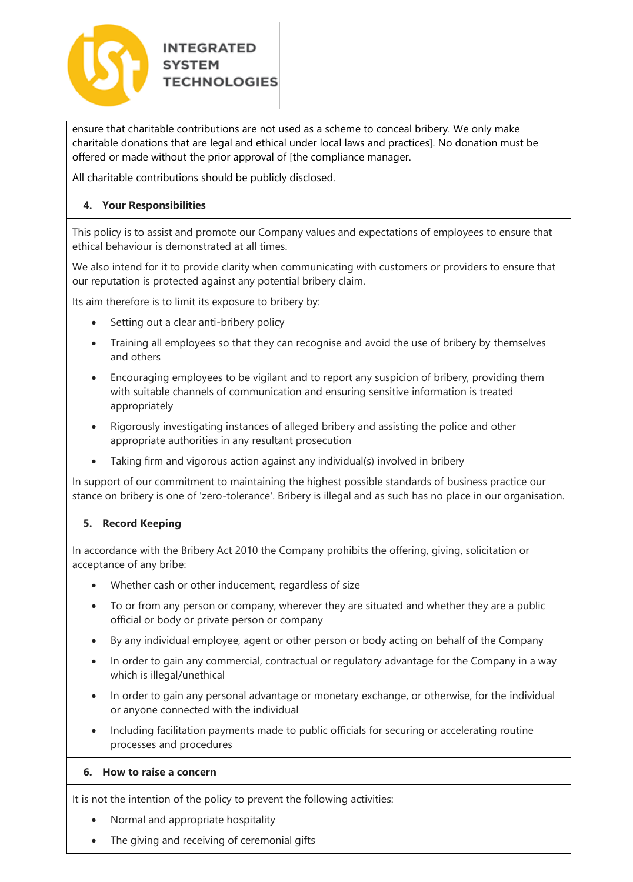ensure that charitable contributions are not used as a scheme to conceal bribery. We only make charitable donations that are legal and ethical under local laws and practices]. No donation must be offered or made without the prior approval of [the compliance manager.

All charitable contributions should be publicly disclosed.

## 4. Your Responsibilities

This policy is to assist and promote our Company values and expectations of employees to ensure that ethical behaviour is demonstrated at all times.

We also intend for it to provide clarity when communicating with customers or providers to ensure that our reputation is protected against any potential bribery claim.

Its aim therefore is to limit its exposure to bribery by:

- Setting out a clear anti-bribery policy
- Training all employees so that they can recognise and avoid the use of bribery by themselves and others
- Encouraging employees to be vigilant and to report any suspicion of bribery, providing them with suitable channels of communication and ensuring sensitive information is treated appropriately
- Rigorously investigating instances of alleged bribery and assisting the police and other appropriate authorities in any resultant prosecution
- Taking firm and vigorous action against any individual(s) involved in bribery

In support of our commitment to maintaining the highest possible standards of business practice our stance on bribery is one of 'zero-tolerance'. Bribery is illegal and as such has no place in our organisation.

## 5. Record Keeping

In accordance with the Bribery Act 2010 the Company prohibits the offering, giving, solicitation or acceptance of any bribe:

- Whether cash or other inducement, regardless of size
- To or from any person or company, wherever they are situated and whether they are a public official or body or private person or company
- By any individual employee, agent or other person or body acting on behalf of the Company
- In order to gain any commercial, contractual or regulatory advantage for the Company in a way which is illegal/unethical
- In order to gain any personal advantage or monetary exchange, or otherwise, for the individual or anyone connected with the individual
- Including facilitation payments made to public officials for securing or accelerating routine processes and procedures

## 6. How to raise a concern

It is not the intention of the policy to prevent the following activities:

- Normal and appropriate hospitality
- The giving and receiving of ceremonial gifts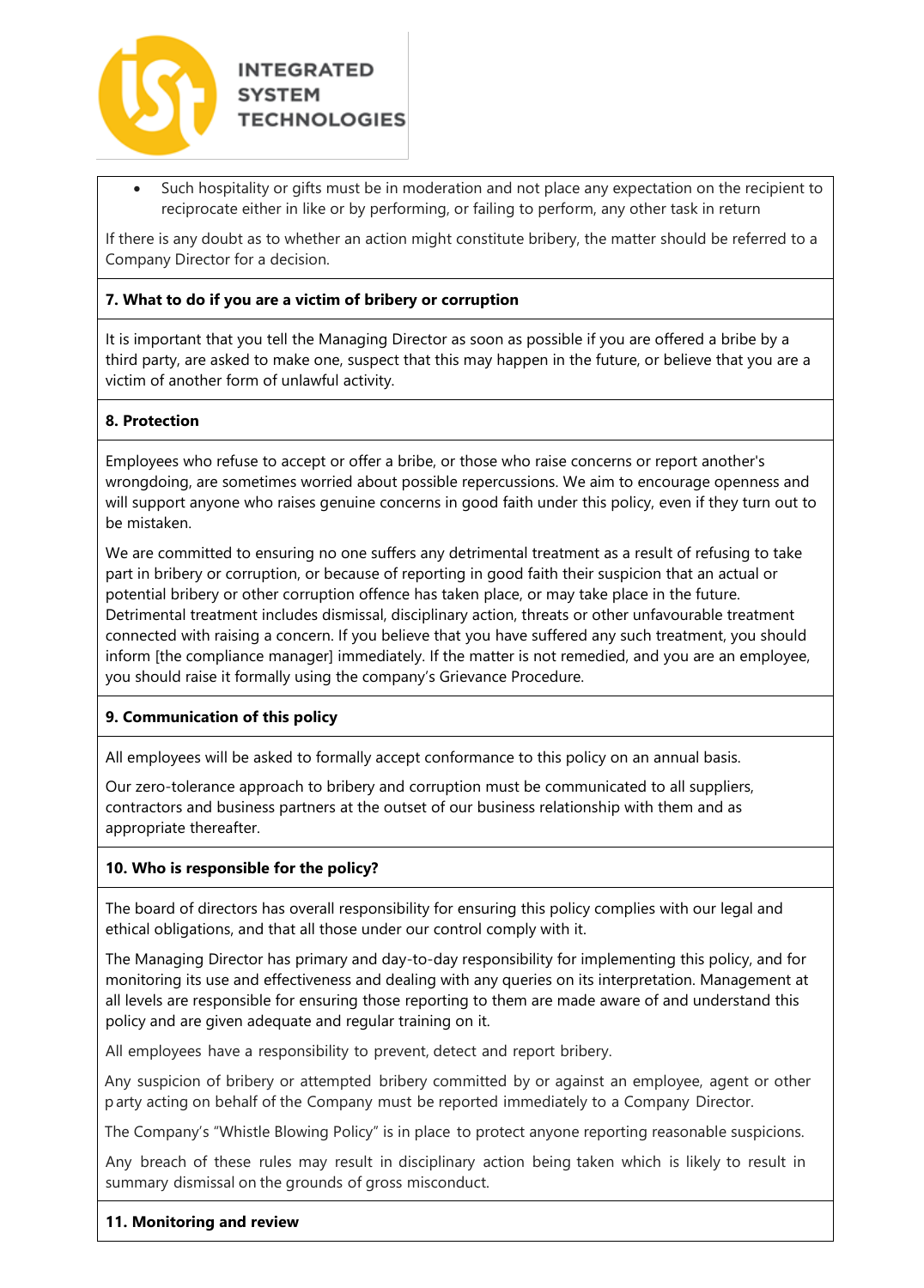- Such hospitality or gifts must be in moderation and not place any expectation on the recipient to reciprocate either in like or by performing, or failing to perform, any other task in return

If there is any doubt as to whether an action might constitute bribery, the matter should be referred to a Company Director for a decision.

**7. What to do if you are a victim of bribery or corruption**

It is important that you tell the Managing Director as soon as possible if you are offered a bribe by a third party, are asked to make one, suspect that this may happen in the future, or believe that you are a victim of another form of unlawful activity.

**8. Protection**

Employees who refuse to accept or offer a bribe, or those who raise concerns or report another's wrongdoing, are sometimes worried about possible repercussions. We aim to encourage openness and will support anyone who raises genuine concerns in good faith under this policy, even if they turn out to be mistaken.

We are committed to ensuring no one suffers any detrimental treatment as a result of refusing to take part in bribery or corruption, or because of reporting in good faith their suspicion that an actual or potential bribery or other corruption offence has taken place, or may take place in the future. Detrimental treatment includes dismissal, disciplinary action, threats or other unfavourable treatment connected with raising a concern. If you believe that you have suffered any such treatment, you should inform [the compliance manager] immediately. If the matter is not remedied, and you are an employee, you should raise it formally using the company's Grievance Procedure.

**9. Communication of this policy**

All employees will be asked to formally accept conformance to this policy on an annual basis.

Our zero-tolerance approach to bribery and corruption must be communicated to all suppliers, contractors and business partners at the outset of our business relationship with them and as appropriate thereafter.

**10. Who is responsible for the policy?**

The board of directors has overall responsibility for ensuring this policy complies with our legal and ethical obligations, and that all those under our control comply with it.

The Managing Director has primary and day-to-day responsibility for implementing this policy, and for monitoring its use and effectiveness and dealing with any queries on its interpretation. Management at all levels are responsible for ensuring those reporting to them are made aware of and understand this policy and are given adequate and regular training on it.

All employees have a responsibility to prevent, detect and report bribery.

Any suspicion of bribery or attempted bribery committed by or against an employee, agent or other party acting on behalf of the Company must be reported immediately to a Company Director.

The Company's "Whistle Blowing Policy" is in place to protect anyone reporting reasonable suspicions.

Any breach of these rules may result in disciplinary action being taken which is likely to result in summary dismissal on the grounds of gross misconduct.

**11. Monitoring and review**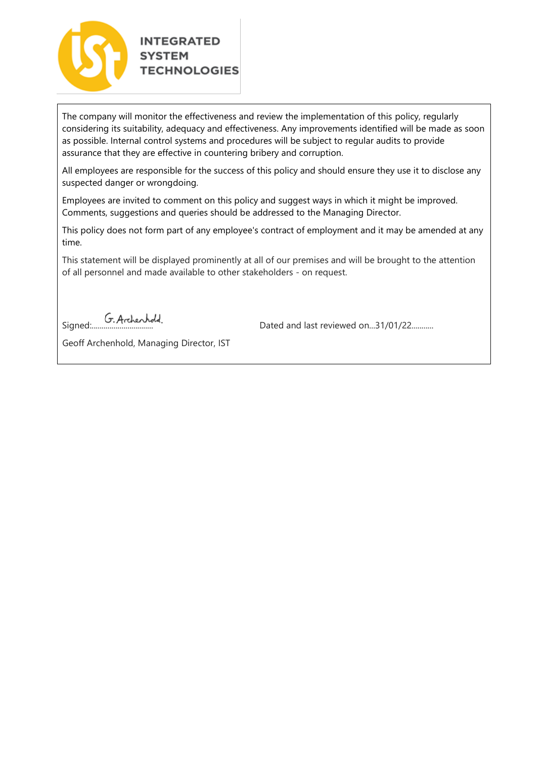The company will monitor the effectiveness and review the implementation of this policy, regularly considering its suitability, adequacy and effectiveness. Any improvements identified will be made as soon as possible. Internal control systems and procedures will be subject to regular audits to provide assurance that they are effective in countering bribery and corruption.

All employees are responsible for the success of this policy and should ensure they use it to disclose any suspected danger or wrongdoing.

Employees are invited to comment on this policy and suggest ways in which it might be improved. Comments, suggestions and queries should be addressed to the Managing Director.

This policy does not form part of any employee's contract of employment and it may be amended at any time.

This statement will be displayed prominently at all of our premises and will be brought to the attention of all personnel and made available to other stakeholders - on request.

Signed:...G. Archenhold...............................    Dated and last reviewed on...31/01/22...........

Geoff Archenhold, Managing Director, IST